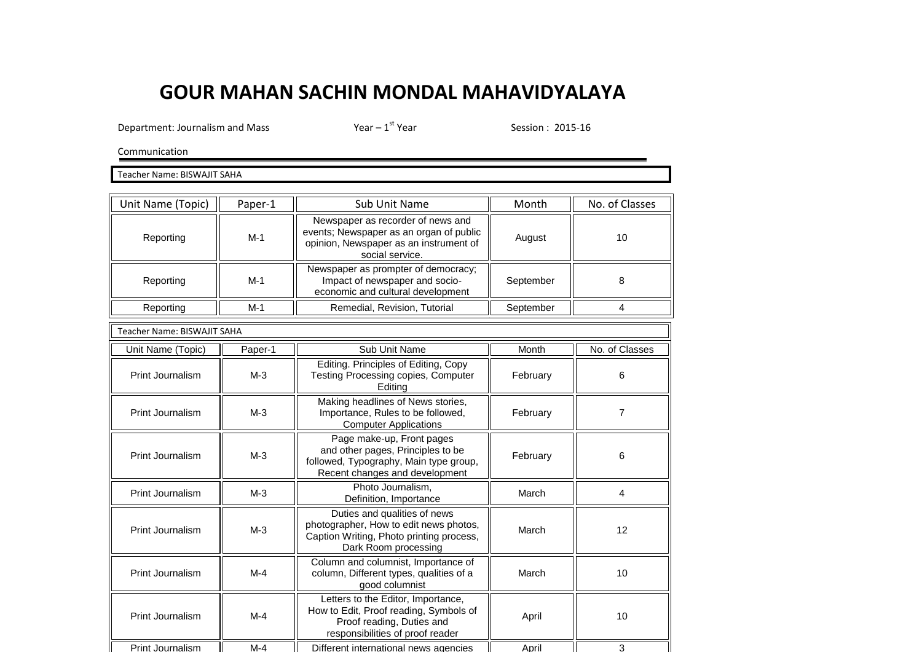# GOUR MAHAN SACHIN MONDAL MAHAVIDYALAYA

Department: Journalism and Mass Communication    Year – 1st Year    Session : 2015-16

Teacher Name: BISWAJIT SAHA

| Unit Name (Topic) | Paper-1 | Sub Unit Name | Month | No. of Classes |
|---|---|---|---|---|
| Reporting | M-1 | Newspaper as recorder of news and events; Newspaper as an organ of public opinion, Newspaper as an instrument of social service. | August | 10 |
| Reporting | M-1 | Newspaper as prompter of democracy; Impact of newspaper and socio-economic and cultural development | September | 8 |
| Reporting | M-1 | Remedial, Revision, Tutorial | September | 4 |

Teacher Name: BISWAJIT SAHA

| Unit Name (Topic) | Paper-1 | Sub Unit Name | Month | No. of Classes |
|---|---|---|---|---|
| Print Journalism | M-3 | Editing. Principles of Editing, Copy Testing Processing copies, Computer Editing | February | 6 |
| Print Journalism | M-3 | Making headlines of News stories, Importance, Rules to be followed, Computer Applications | February | 7 |
| Print Journalism | M-3 | Page make-up, Front pages and other pages, Principles to be followed, Typography, Main type group, Recent changes and development | February | 6 |
| Print Journalism | M-3 | Photo Journalism, Definition, Importance | March | 4 |
| Print Journalism | M-3 | Duties and qualities of news photographer, How to edit news photos, Caption Writing, Photo printing process, Dark Room processing | March | 12 |
| Print Journalism | M-4 | Column and columnist, Importance of column, Different types, qualities of a good columnist | March | 10 |
| Print Journalism | M-4 | Letters to the Editor, Importance, How to Edit, Proof reading, Symbols of Proof reading, Duties and responsibilities of proof reader | April | 10 |
| Print Journalism | M-4 | Different international news agencies | April | 3 |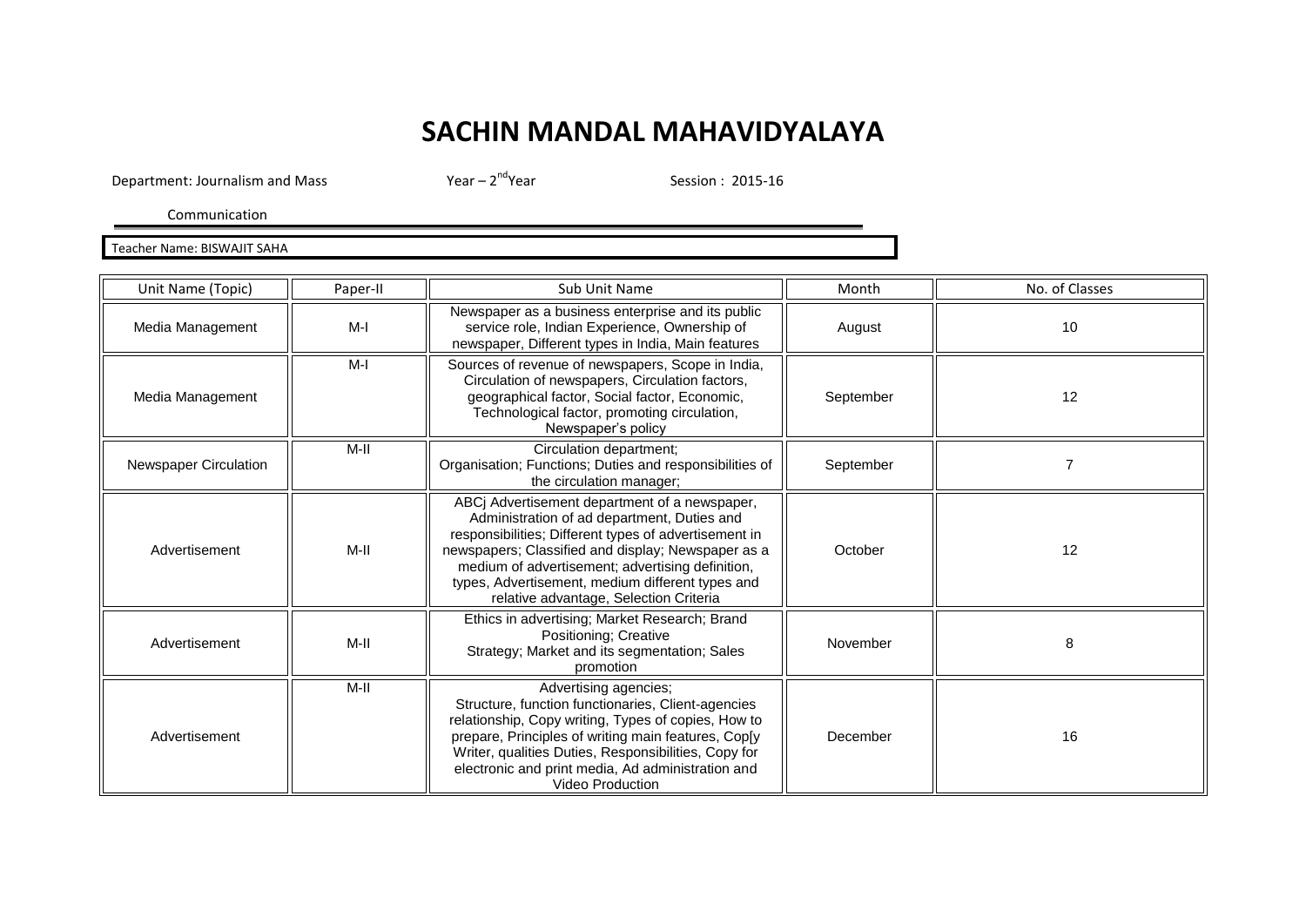# SACHIN MANDAL MAHAVIDYALAYA

Department: Journalism and Mass Communication    Year – 2nd Year    Session : 2015-16

Teacher Name: BISWAJIT SAHA

| Unit Name (Topic) | Paper-II | Sub Unit Name | Month | No. of Classes |
|---|---|---|---|---|
| Media Management | M-I | Newspaper as a business enterprise and its public service role, Indian Experience, Ownership of newspaper, Different types in India, Main features | August | 10 |
| Media Management | M-I | Sources of revenue of newspapers, Scope in India, Circulation of newspapers, Circulation factors, geographical factor, Social factor, Economic, Technological factor, promoting circulation, Newspaper's policy | September | 12 |
| Newspaper Circulation | M-II | Circulation department; Organisation; Functions; Duties and responsibilities of the circulation manager; | September | 7 |
| Advertisement | M-II | ABCj Advertisement department of a newspaper, Administration of ad department, Duties and responsibilities; Different types of advertisement in newspapers; Classified and display; Newspaper as a medium of advertisement; advertising definition, types, Advertisement, medium different types and relative advantage, Selection Criteria | October | 12 |
| Advertisement | M-II | Ethics in advertising; Market Research; Brand Positioning; Creative Strategy; Market and its segmentation; Sales promotion | November | 8 |
| Advertisement | M-II | Advertising agencies; Structure, function functionaries, Client-agencies relationship, Copy writing, Types of copies, How to prepare, Principles of writing main features, Cop[y Writer, qualities Duties, Responsibilities, Copy for electronic and print media, Ad administration and Video Production | December | 16 |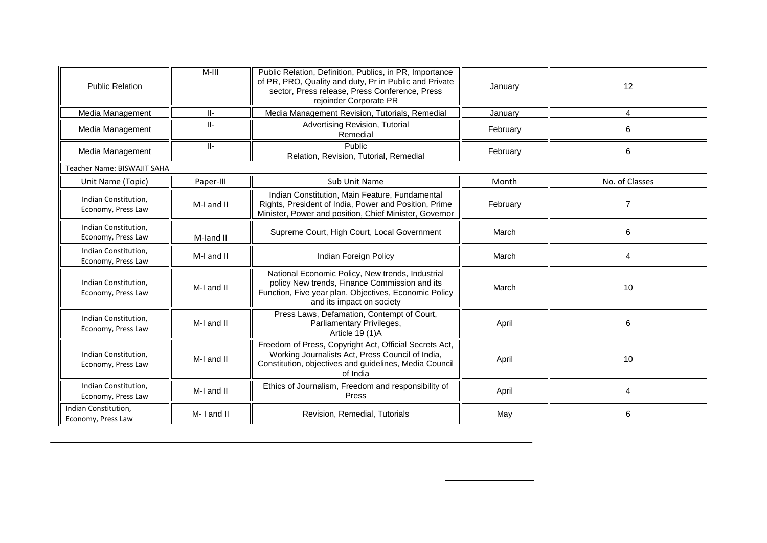| | | | | |
|---|---|---|---|---|
| Public Relation | M-III | Public Relation, Definition, Publics, in PR, Importance of PR, PRO, Quality and duty, Pr in Public and Private sector, Press release, Press Conference, Press rejoinder Corporate PR | January | 12 |
| Media Management | II- | Media Management Revision, Tutorials, Remedial | January | 4 |
| Media Management | II- | Advertising Revision, Tutorial Remedial | February | 6 |
| Media Management | II- | Public Relation, Revision, Tutorial, Remedial | February | 6 |
| Teacher Name: BISWAJIT SAHA | | | | |
| Unit Name (Topic) | Paper-III | Sub Unit Name | Month | No. of Classes |
| Indian Constitution, Economy, Press Law | M-I and II | Indian Constitution, Main Feature, Fundamental Rights, President of India, Power and Position, Prime Minister, Power and position, Chief Minister, Governor | February | 7 |
| Indian Constitution, Economy, Press Law | M-Iand II | Supreme Court, High Court, Local Government | March | 6 |
| Indian Constitution, Economy, Press Law | M-I and II | Indian Foreign Policy | March | 4 |
| Indian Constitution, Economy, Press Law | M-I and II | National Economic Policy, New trends, Industrial policy New trends, Finance Commission and its Function, Five year plan, Objectives, Economic Policy and its impact on society | March | 10 |
| Indian Constitution, Economy, Press Law | M-I and II | Press Laws, Defamation, Contempt of Court, Parliamentary Privileges, Article 19 (1)A | April | 6 |
| Indian Constitution, Economy, Press Law | M-I and II | Freedom of Press, Copyright Act, Official Secrets Act, Working Journalists Act, Press Council of India, Constitution, objectives and guidelines, Media Council of India | April | 10 |
| Indian Constitution, Economy, Press Law | M-I and II | Ethics of Journalism, Freedom and responsibility of Press | April | 4 |
| Indian Constitution, Economy, Press Law | M- I and II | Revision, Remedial, Tutorials | May | 6 |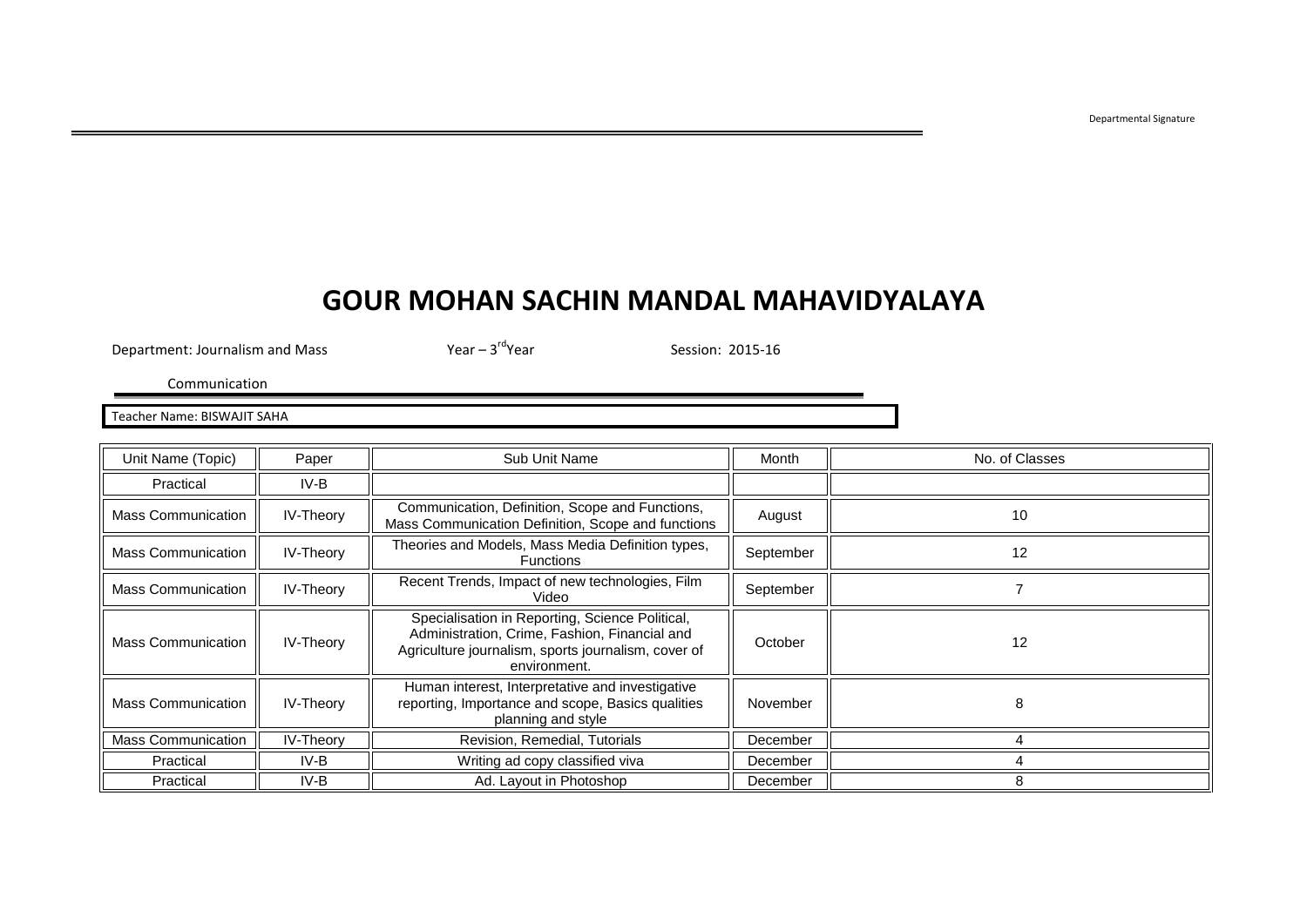Departmental Signature

# GOUR MOHAN SACHIN MANDAL MAHAVIDYALAYA

Department: Journalism and Mass Communication    Year – 3rd Year    Session: 2015-16

Teacher Name: BISWAJIT SAHA

| Unit Name (Topic) | Paper | Sub Unit Name | Month | No. of Classes |
|---|---|---|---|---|
| Practical | IV-B | | | |
| Mass Communication | IV-Theory | Communication, Definition, Scope and Functions, Mass Communication Definition, Scope and functions | August | 10 |
| Mass Communication | IV-Theory | Theories and Models, Mass Media Definition types, Functions | September | 12 |
| Mass Communication | IV-Theory | Recent Trends, Impact of new technologies, Film Video | September | 7 |
| Mass Communication | IV-Theory | Specialisation in Reporting, Science Political, Administration, Crime, Fashion, Financial and Agriculture journalism, sports journalism, cover of environment. | October | 12 |
| Mass Communication | IV-Theory | Human interest, Interpretative and investigative reporting, Importance and scope, Basics qualities planning and style | November | 8 |
| Mass Communication | IV-Theory | Revision, Remedial, Tutorials | December | 4 |
| Practical | IV-B | Writing ad copy classified viva | December | 4 |
| Practical | IV-B | Ad. Layout in Photoshop | December | 8 |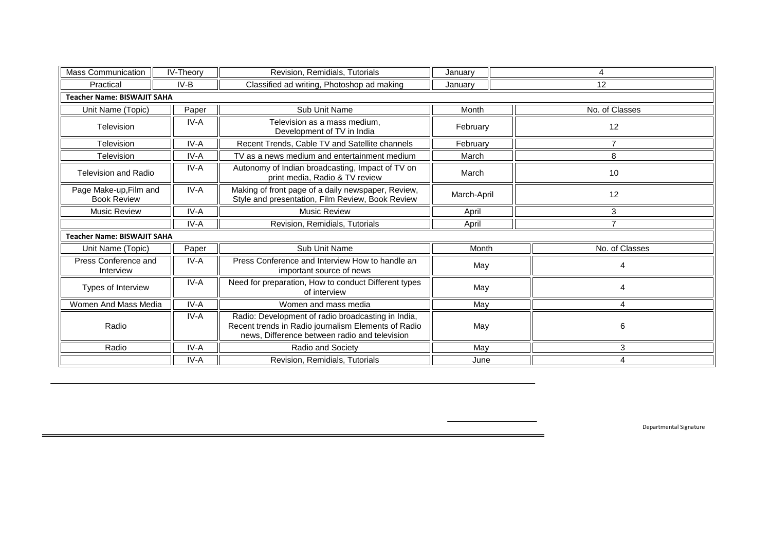| | | | | |
|---|---|---|---|---|
| Mass Communication | IV-Theory | Revision, Remidials, Tutorials | January | 4 |
| Practical | IV-B | Classified ad writing, Photoshop ad making | January | 12 |

**Teacher Name: BISWAJIT SAHA**

| Unit Name (Topic) | Paper | Sub Unit Name | Month | No. of Classes |
|---|---|---|---|---|
| Television | IV-A | Television as a mass medium, Development of TV in India | February | 12 |
| Television | IV-A | Recent Trends, Cable TV and Satellite channels | February | 7 |
| Television | IV-A | TV as a news medium and entertainment medium | March | 8 |
| Television and Radio | IV-A | Autonomy of Indian broadcasting, Impact of TV on print media, Radio & TV review | March | 10 |
| Page Make-up,Film and Book Review | IV-A | Making of front page of a daily newspaper, Review, Style and presentation, Film Review, Book Review | March-April | 12 |
| Music Review | IV-A | Music Review | April | 3 |
| | IV-A | Revision, Remidials, Tutorials | April | 7 |

**Teacher Name: BISWAJIT SAHA**

| Unit Name (Topic) | Paper | Sub Unit Name | Month | No. of Classes |
|---|---|---|---|---|
| Press Conference and Interview | IV-A | Press Conference and Interview How to handle an important source of news | May | 4 |
| Types of Interview | IV-A | Need for preparation, How to conduct Different types of interview | May | 4 |
| Women And Mass Media | IV-A | Women and mass media | May | 4 |
| Radio | IV-A | Radio: Development of radio broadcasting in India, Recent trends in Radio journalism Elements of Radio news, Difference between radio and television | May | 6 |
| Radio | IV-A | Radio and Society | May | 3 |
| | IV-A | Revision, Remidials, Tutorials | June | 4 |

Departmental Signature